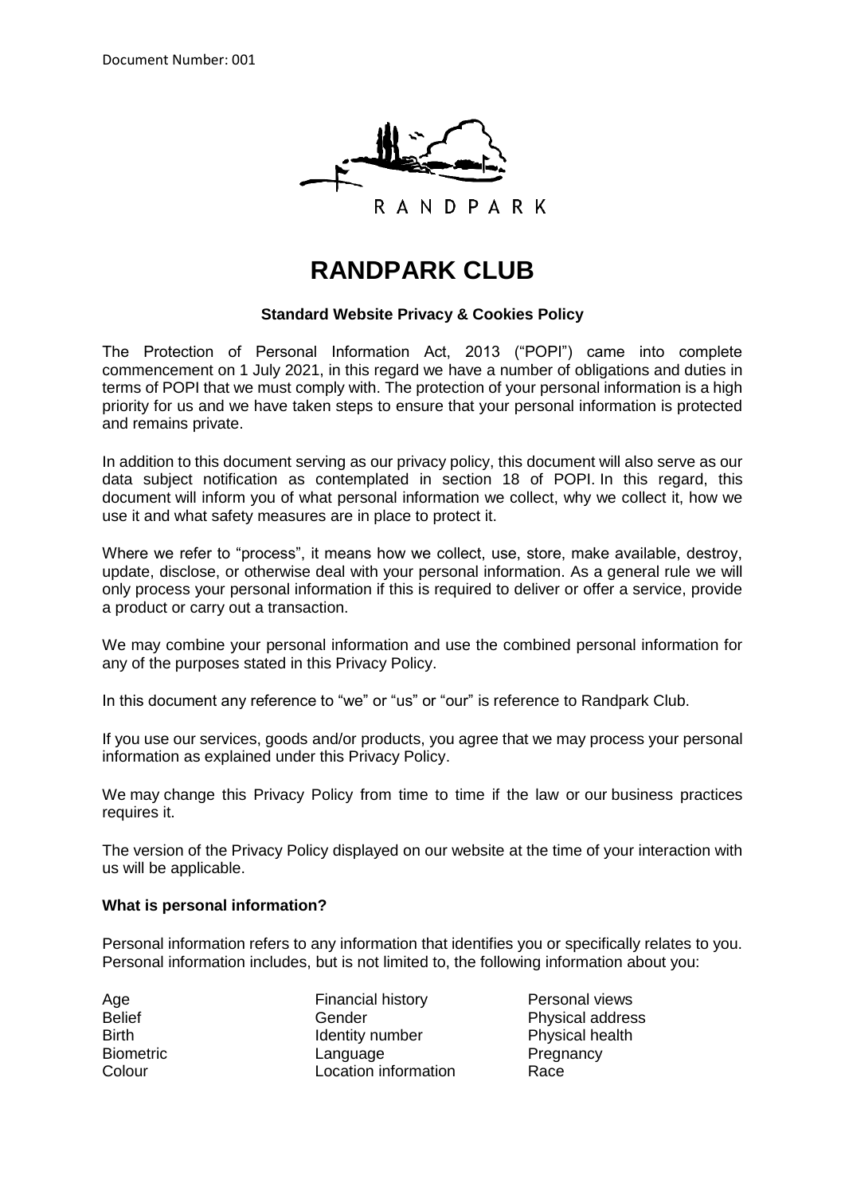Document Number: 001

RANDPARK

# RANDPARK CLUB

**Standard Website Privacy & Cookies Policy**

The Protection of Personal Information Act, 2013 ("POPI") came into complete commencement on 1 July 2021, in this regard we have a number of obligations and duties in terms of POPI that we must comply with. The protection of your personal information is a high priority for us and we have taken steps to ensure that your personal information is protected and remains private.

In addition to this document serving as our privacy policy, this document will also serve as our data subject notification as contemplated in section 18 of POPI. In this regard, this document will inform you of what personal information we collect, why we collect it, how we use it and what safety measures are in place to protect it.

Where we refer to "process", it means how we collect, use, store, make available, destroy, update, disclose, or otherwise deal with your personal information. As a general rule we will only process your personal information if this is required to deliver or offer a service, provide a product or carry out a transaction.

We may combine your personal information and use the combined personal information for any of the purposes stated in this Privacy Policy.

In this document any reference to "we" or "us" or "our" is reference to Randpark Club.

If you use our services, goods and/or products, you agree that we may process your personal information as explained under this Privacy Policy.

We may change this Privacy Policy from time to time if the law or our business practices requires it.

The version of the Privacy Policy displayed on our website at the time of your interaction with us will be applicable.

**What is personal information?**

Personal information refers to any information that identifies you or specifically relates to you. Personal information includes, but is not limited to, the following information about you:

- Age
- Belief
- Birth
- Biometric
- Colour
- Financial history
- Gender
- Identity number
- Language
- Location information
- Personal views
- Physical address
- Physical health
- Pregnancy
- Race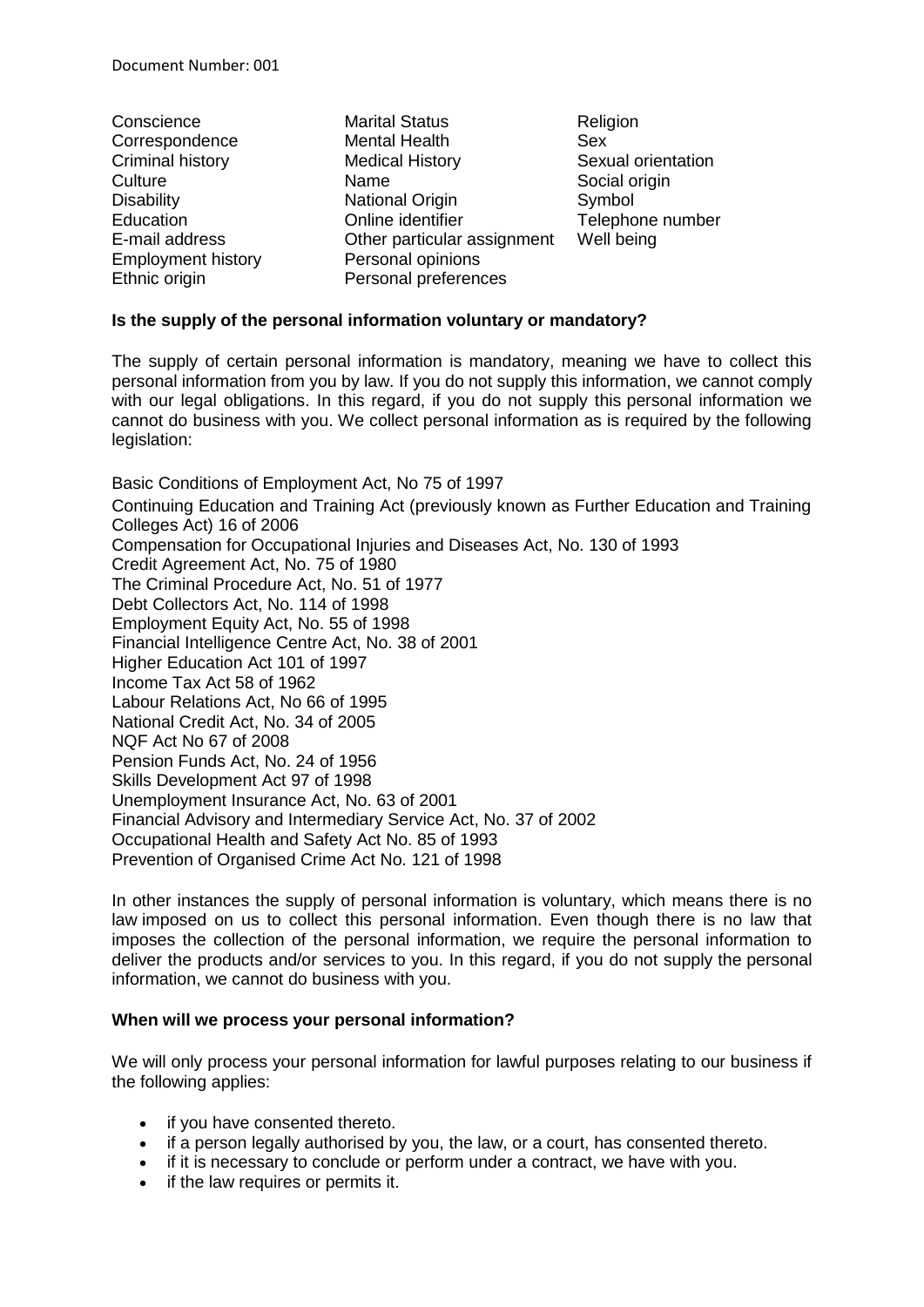| | | |
|---|---|---|
| Conscience | Marital Status | Religion |
| Correspondence | Mental Health | Sex |
| Criminal history | Medical History | Sexual orientation |
| Culture | Name | Social origin |
| Disability | National Origin | Symbol |
| Education | Online identifier | Telephone number |
| E-mail address | Other particular assignment | Well being |
| Employment history | Personal opinions | |
| Ethnic origin | Personal preferences | |

**Is the supply of the personal information voluntary or mandatory?**

The supply of certain personal information is mandatory, meaning we have to collect this personal information from you by law. If you do not supply this information, we cannot comply with our legal obligations. In this regard, if you do not supply this personal information we cannot do business with you. We collect personal information as is required by the following legislation:

Basic Conditions of Employment Act, No 75 of 1997
Continuing Education and Training Act (previously known as Further Education and Training Colleges Act) 16 of 2006
Compensation for Occupational Injuries and Diseases Act, No. 130 of 1993
Credit Agreement Act, No. 75 of 1980
The Criminal Procedure Act, No. 51 of 1977
Debt Collectors Act, No. 114 of 1998
Employment Equity Act, No. 55 of 1998
Financial Intelligence Centre Act, No. 38 of 2001
Higher Education Act 101 of 1997
Income Tax Act 58 of 1962
Labour Relations Act, No 66 of 1995
National Credit Act, No. 34 of 2005
NQF Act No 67 of 2008
Pension Funds Act, No. 24 of 1956
Skills Development Act 97 of 1998
Unemployment Insurance Act, No. 63 of 2001
Financial Advisory and Intermediary Service Act, No. 37 of 2002
Occupational Health and Safety Act No. 85 of 1993
Prevention of Organised Crime Act No. 121 of 1998

In other instances the supply of personal information is voluntary, which means there is no law imposed on us to collect this personal information. Even though there is no law that imposes the collection of the personal information, we require the personal information to deliver the products and/or services to you. In this regard, if you do not supply the personal information, we cannot do business with you.

**When will we process your personal information?**

We will only process your personal information for lawful purposes relating to our business if the following applies:

- if you have consented thereto.
- if a person legally authorised by you, the law, or a court, has consented thereto.
- if it is necessary to conclude or perform under a contract, we have with you.
- if the law requires or permits it.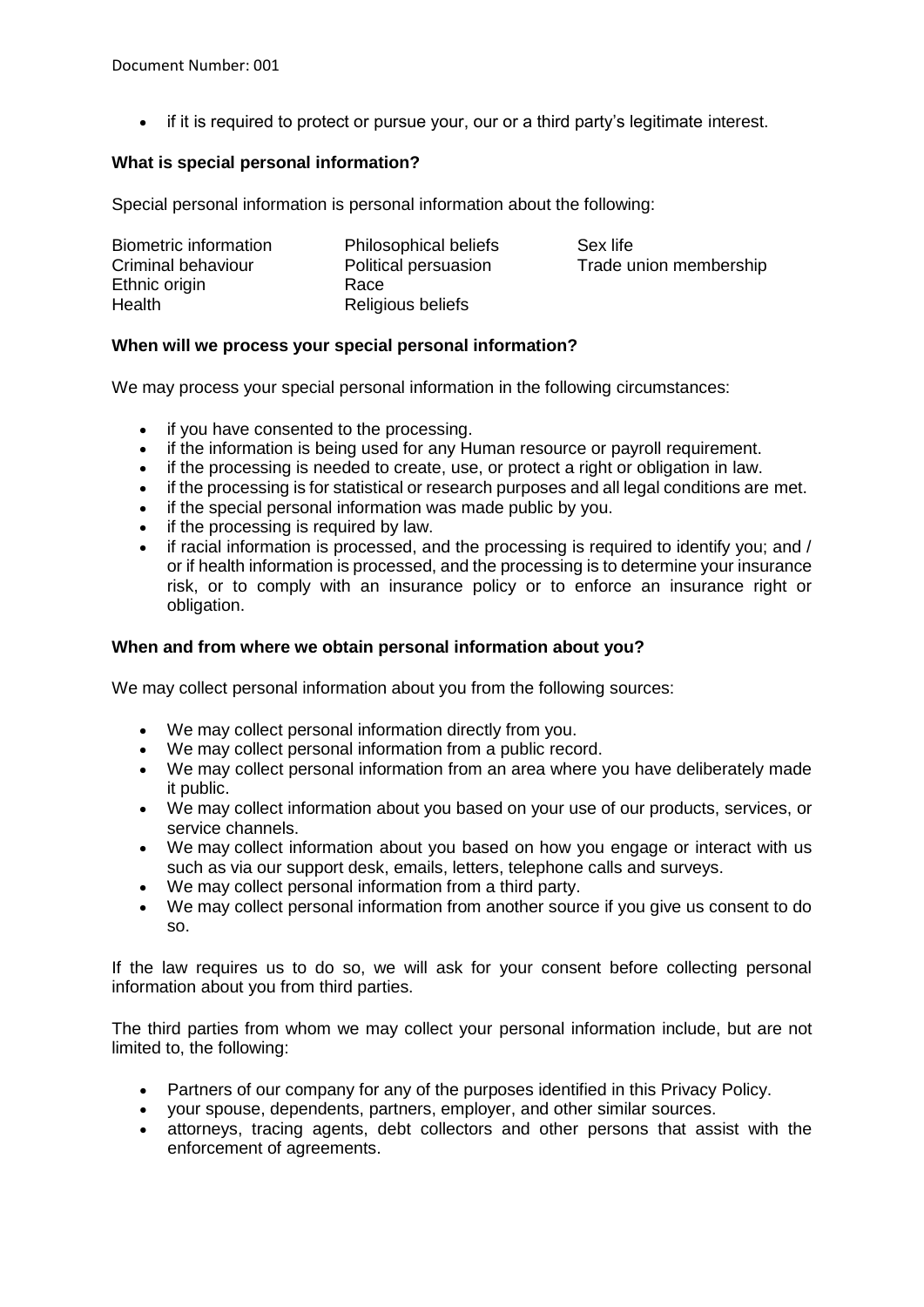- if it is required to protect or pursue your, our or a third party's legitimate interest.

**What is special personal information?**

Special personal information is personal information about the following:

| | | |
|---|---|---|
| Biometric information | Philosophical beliefs | Sex life |
| Criminal behaviour | Political persuasion | Trade union membership |
| Ethnic origin | Race | |
| Health | Religious beliefs | |

**When will we process your special personal information?**

We may process your special personal information in the following circumstances:

- if you have consented to the processing.
- if the information is being used for any Human resource or payroll requirement.
- if the processing is needed to create, use, or protect a right or obligation in law.
- if the processing is for statistical or research purposes and all legal conditions are met.
- if the special personal information was made public by you.
- if the processing is required by law.
- if racial information is processed, and the processing is required to identify you; and / or if health information is processed, and the processing is to determine your insurance risk, or to comply with an insurance policy or to enforce an insurance right or obligation.

**When and from where we obtain personal information about you?**

We may collect personal information about you from the following sources:

- We may collect personal information directly from you.
- We may collect personal information from a public record.
- We may collect personal information from an area where you have deliberately made it public.
- We may collect information about you based on your use of our products, services, or service channels.
- We may collect information about you based on how you engage or interact with us such as via our support desk, emails, letters, telephone calls and surveys.
- We may collect personal information from a third party.
- We may collect personal information from another source if you give us consent to do so.

If the law requires us to do so, we will ask for your consent before collecting personal information about you from third parties.

The third parties from whom we may collect your personal information include, but are not limited to, the following:

- Partners of our company for any of the purposes identified in this Privacy Policy.
- your spouse, dependents, partners, employer, and other similar sources.
- attorneys, tracing agents, debt collectors and other persons that assist with the enforcement of agreements.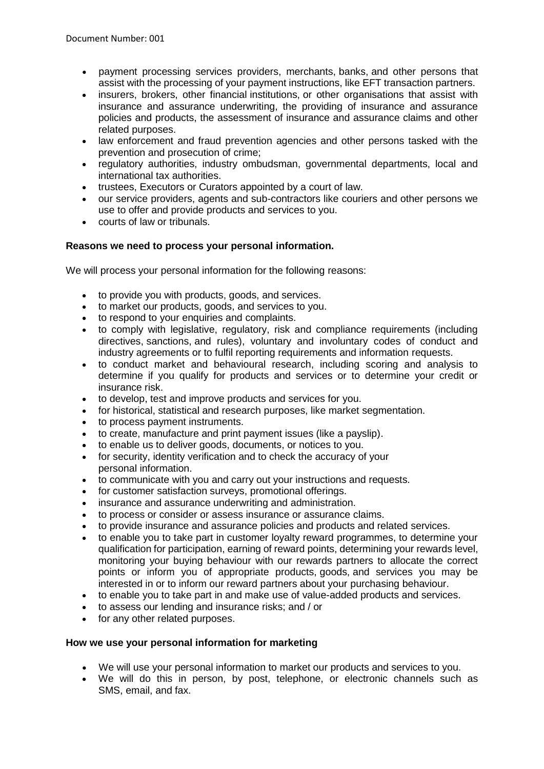- payment processing services providers, merchants, banks, and other persons that assist with the processing of your payment instructions, like EFT transaction partners.
- insurers, brokers, other financial institutions, or other organisations that assist with insurance and assurance underwriting, the providing of insurance and assurance policies and products, the assessment of insurance and assurance claims and other related purposes.
- law enforcement and fraud prevention agencies and other persons tasked with the prevention and prosecution of crime;
- regulatory authorities, industry ombudsman, governmental departments, local and international tax authorities.
- trustees, Executors or Curators appointed by a court of law.
- our service providers, agents and sub-contractors like couriers and other persons we use to offer and provide products and services to you.
- courts of law or tribunals.

**Reasons we need to process your personal information.**

We will process your personal information for the following reasons:

- to provide you with products, goods, and services.
- to market our products, goods, and services to you.
- to respond to your enquiries and complaints.
- to comply with legislative, regulatory, risk and compliance requirements (including directives, sanctions, and rules), voluntary and involuntary codes of conduct and industry agreements or to fulfil reporting requirements and information requests.
- to conduct market and behavioural research, including scoring and analysis to determine if you qualify for products and services or to determine your credit or insurance risk.
- to develop, test and improve products and services for you.
- for historical, statistical and research purposes, like market segmentation.
- to process payment instruments.
- to create, manufacture and print payment issues (like a payslip).
- to enable us to deliver goods, documents, or notices to you.
- for security, identity verification and to check the accuracy of your personal information.
- to communicate with you and carry out your instructions and requests.
- for customer satisfaction surveys, promotional offerings.
- insurance and assurance underwriting and administration.
- to process or consider or assess insurance or assurance claims.
- to provide insurance and assurance policies and products and related services.
- to enable you to take part in customer loyalty reward programmes, to determine your qualification for participation, earning of reward points, determining your rewards level, monitoring your buying behaviour with our rewards partners to allocate the correct points or inform you of appropriate products, goods, and services you may be interested in or to inform our reward partners about your purchasing behaviour.
- to enable you to take part in and make use of value-added products and services.
- to assess our lending and insurance risks; and / or
- for any other related purposes.

**How we use your personal information for marketing**

- We will use your personal information to market our products and services to you.
- We will do this in person, by post, telephone, or electronic channels such as SMS, email, and fax.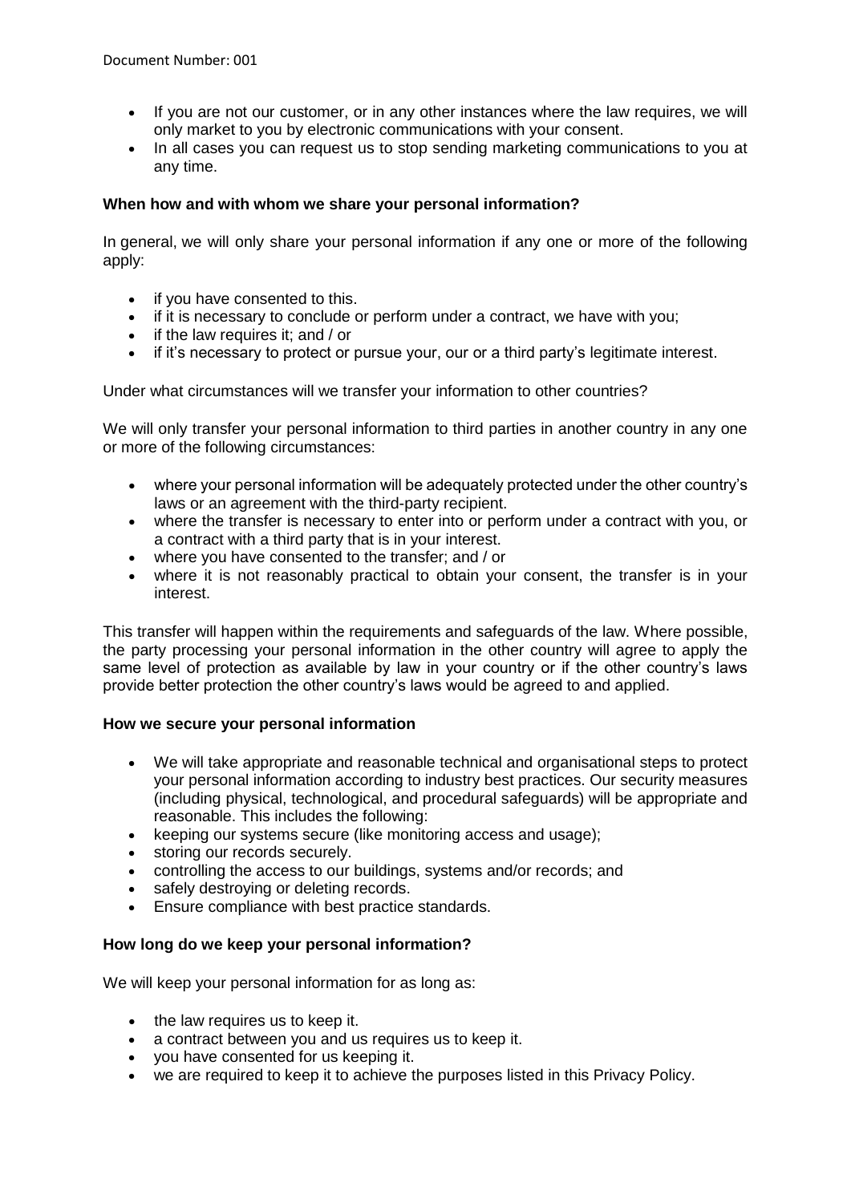- If you are not our customer, or in any other instances where the law requires, we will only market to you by electronic communications with your consent.
- In all cases you can request us to stop sending marketing communications to you at any time.

**When how and with whom we share your personal information?**

In general, we will only share your personal information if any one or more of the following apply:

- if you have consented to this.
- if it is necessary to conclude or perform under a contract, we have with you;
- if the law requires it; and / or
- if it's necessary to protect or pursue your, our or a third party's legitimate interest.

Under what circumstances will we transfer your information to other countries?

We will only transfer your personal information to third parties in another country in any one or more of the following circumstances:

- where your personal information will be adequately protected under the other country's laws or an agreement with the third-party recipient.
- where the transfer is necessary to enter into or perform under a contract with you, or a contract with a third party that is in your interest.
- where you have consented to the transfer; and / or
- where it is not reasonably practical to obtain your consent, the transfer is in your interest.

This transfer will happen within the requirements and safeguards of the law. Where possible, the party processing your personal information in the other country will agree to apply the same level of protection as available by law in your country or if the other country's laws provide better protection the other country's laws would be agreed to and applied.

**How we secure your personal information**

- We will take appropriate and reasonable technical and organisational steps to protect your personal information according to industry best practices. Our security measures (including physical, technological, and procedural safeguards) will be appropriate and reasonable. This includes the following:
- keeping our systems secure (like monitoring access and usage);
- storing our records securely.
- controlling the access to our buildings, systems and/or records; and
- safely destroying or deleting records.
- Ensure compliance with best practice standards.

**How long do we keep your personal information?**

We will keep your personal information for as long as:

- the law requires us to keep it.
- a contract between you and us requires us to keep it.
- you have consented for us keeping it.
- we are required to keep it to achieve the purposes listed in this Privacy Policy.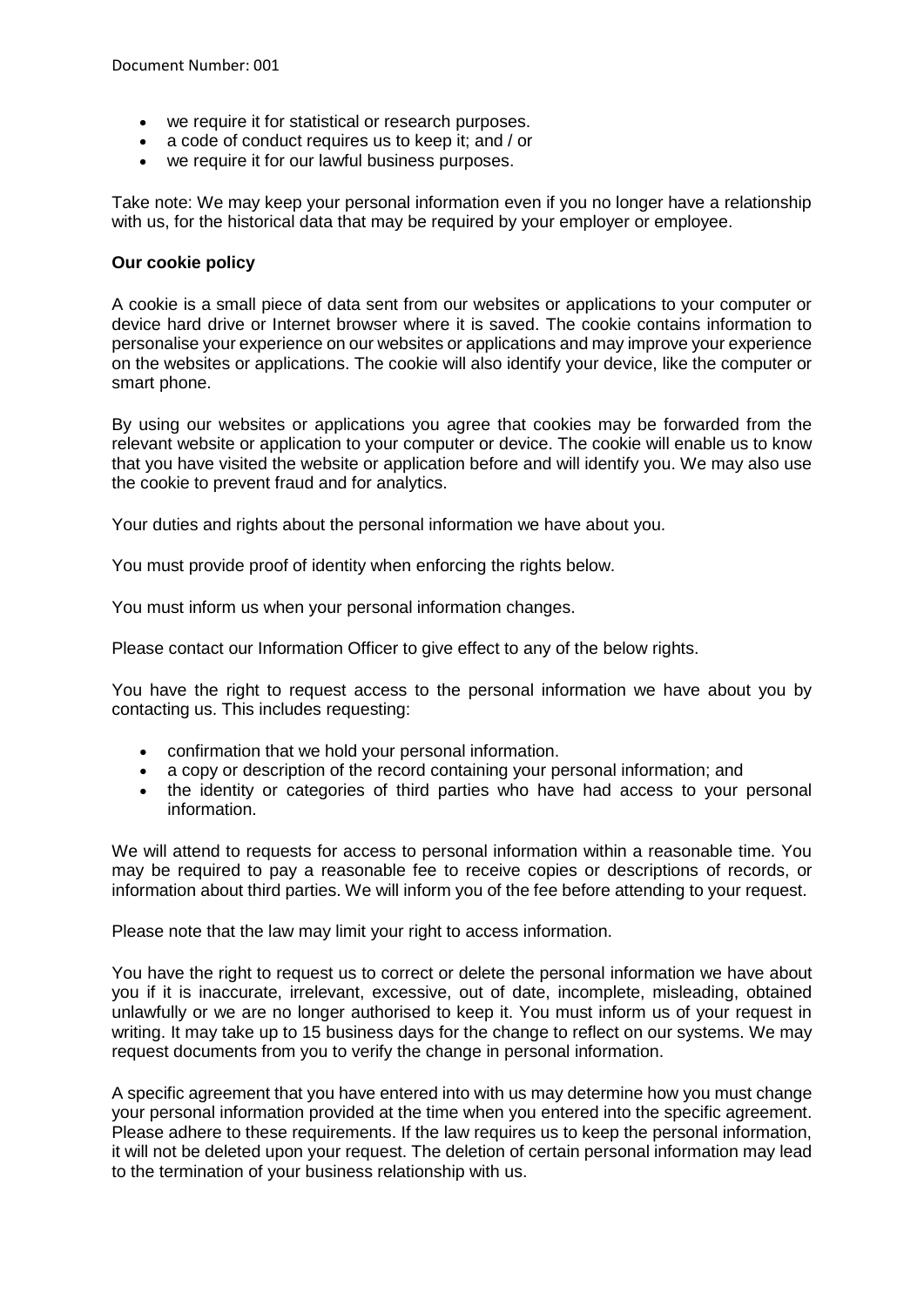- we require it for statistical or research purposes.
- a code of conduct requires us to keep it; and / or
- we require it for our lawful business purposes.

Take note: We may keep your personal information even if you no longer have a relationship with us, for the historical data that may be required by your employer or employee.

**Our cookie policy**

A cookie is a small piece of data sent from our websites or applications to your computer or device hard drive or Internet browser where it is saved. The cookie contains information to personalise your experience on our websites or applications and may improve your experience on the websites or applications. The cookie will also identify your device, like the computer or smart phone.

By using our websites or applications you agree that cookies may be forwarded from the relevant website or application to your computer or device. The cookie will enable us to know that you have visited the website or application before and will identify you. We may also use the cookie to prevent fraud and for analytics.

Your duties and rights about the personal information we have about you.

You must provide proof of identity when enforcing the rights below.

You must inform us when your personal information changes.

Please contact our Information Officer to give effect to any of the below rights.

You have the right to request access to the personal information we have about you by contacting us. This includes requesting:

- confirmation that we hold your personal information.
- a copy or description of the record containing your personal information; and
- the identity or categories of third parties who have had access to your personal information.

We will attend to requests for access to personal information within a reasonable time. You may be required to pay a reasonable fee to receive copies or descriptions of records, or information about third parties. We will inform you of the fee before attending to your request.

Please note that the law may limit your right to access information.

You have the right to request us to correct or delete the personal information we have about you if it is inaccurate, irrelevant, excessive, out of date, incomplete, misleading, obtained unlawfully or we are no longer authorised to keep it. You must inform us of your request in writing. It may take up to 15 business days for the change to reflect on our systems. We may request documents from you to verify the change in personal information.

A specific agreement that you have entered into with us may determine how you must change your personal information provided at the time when you entered into the specific agreement. Please adhere to these requirements. If the law requires us to keep the personal information, it will not be deleted upon your request. The deletion of certain personal information may lead to the termination of your business relationship with us.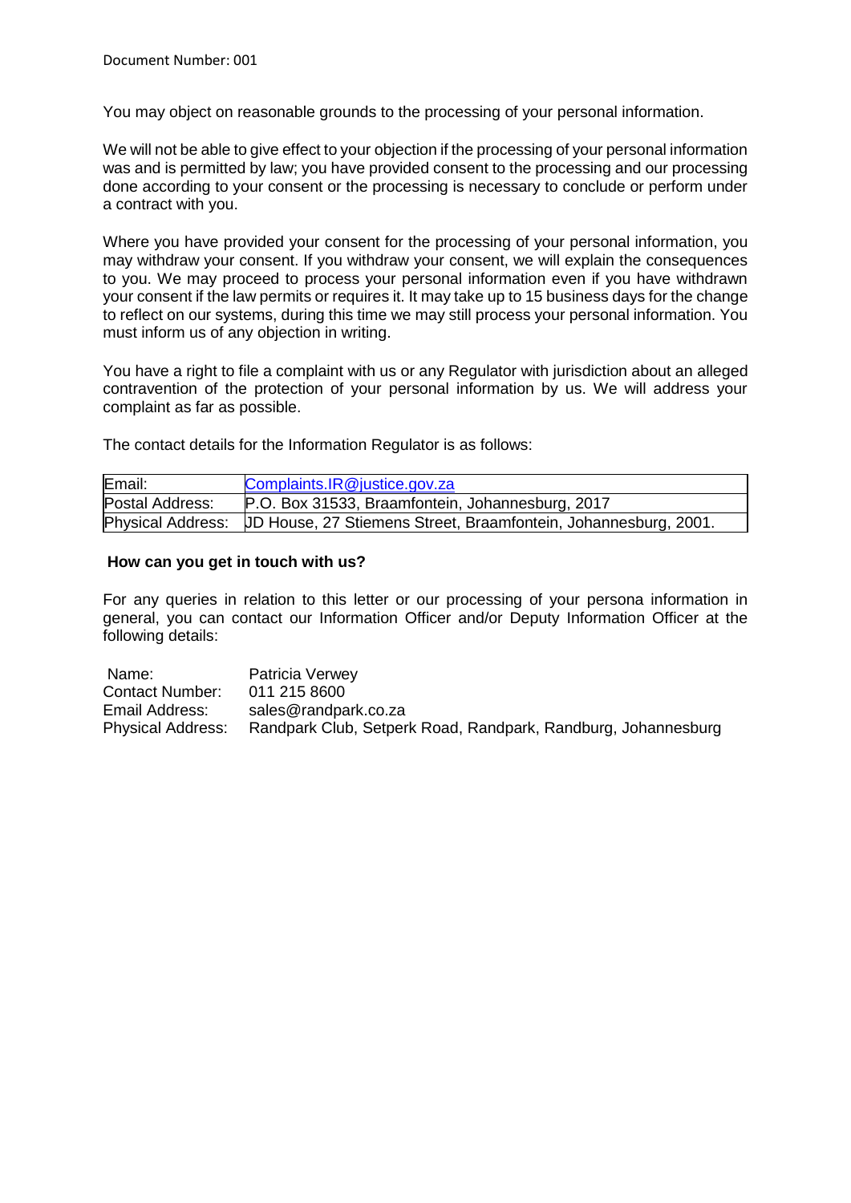You may object on reasonable grounds to the processing of your personal information.

We will not be able to give effect to your objection if the processing of your personal information was and is permitted by law; you have provided consent to the processing and our processing done according to your consent or the processing is necessary to conclude or perform under a contract with you.

Where you have provided your consent for the processing of your personal information, you may withdraw your consent. If you withdraw your consent, we will explain the consequences to you. We may proceed to process your personal information even if you have withdrawn your consent if the law permits or requires it. It may take up to 15 business days for the change to reflect on our systems, during this time we may still process your personal information. You must inform us of any objection in writing.

You have a right to file a complaint with us or any Regulator with jurisdiction about an alleged contravention of the protection of your personal information by us. We will address your complaint as far as possible.

The contact details for the Information Regulator is as follows:

| | |
|---|---|
| Email: | Complaints.IR@justice.gov.za |
| Postal Address: | P.O. Box 31533, Braamfontein, Johannesburg, 2017 |
| Physical Address: | JD House, 27 Stiemens Street, Braamfontein, Johannesburg, 2001. |

**How can you get in touch with us?**

For any queries in relation to this letter or our processing of your persona information in general, you can contact our Information Officer and/or Deputy Information Officer at the following details:

| | |
|---|---|
| Name: | Patricia Verwey |
| Contact Number: | 011 215 8600 |
| Email Address: | sales@randpark.co.za |
| Physical Address: | Randpark Club, Setperk Road, Randpark, Randburg, Johannesburg |